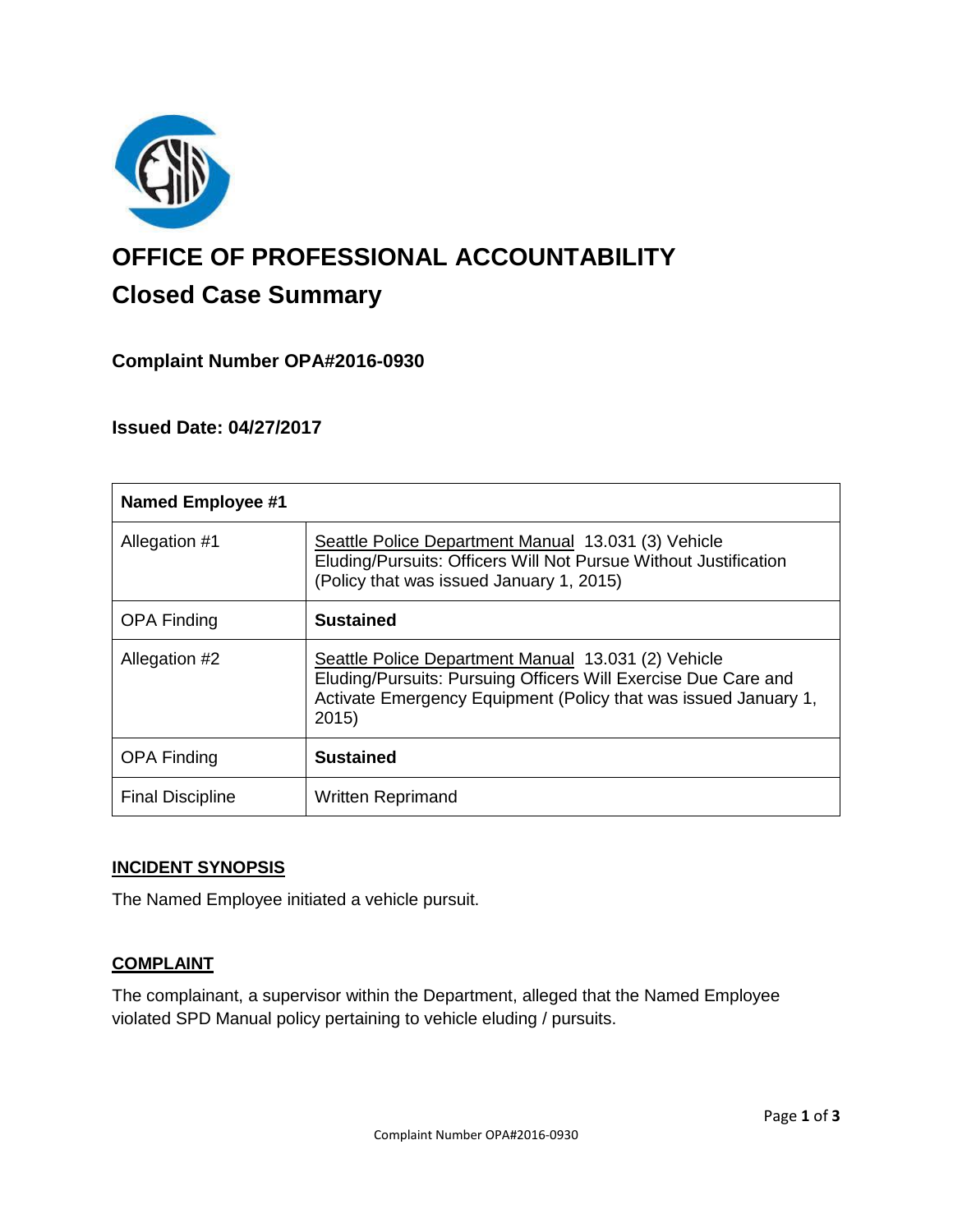# OFFICE OF PROFESSIONAL ACCOUNTABILITY

## Closed Case Summary

### Complaint Number OPA#2016-0930

### Issued Date: 04/27/2017

| Named Employee #1 | |
|---|---|
| Allegation #1 | Seattle Police Department Manual 13.031 (3) Vehicle Eluding/Pursuits: Officers Will Not Pursue Without Justification (Policy that was issued January 1, 2015) |
| OPA Finding | **Sustained** |
| Allegation #2 | Seattle Police Department Manual 13.031 (2) Vehicle Eluding/Pursuits: Pursuing Officers Will Exercise Due Care and Activate Emergency Equipment (Policy that was issued January 1, 2015) |
| OPA Finding | **Sustained** |
| Final Discipline | Written Reprimand |

**INCIDENT SYNOPSIS**

The Named Employee initiated a vehicle pursuit.

**COMPLAINT**

The complainant, a supervisor within the Department, alleged that the Named Employee violated SPD Manual policy pertaining to vehicle eluding / pursuits.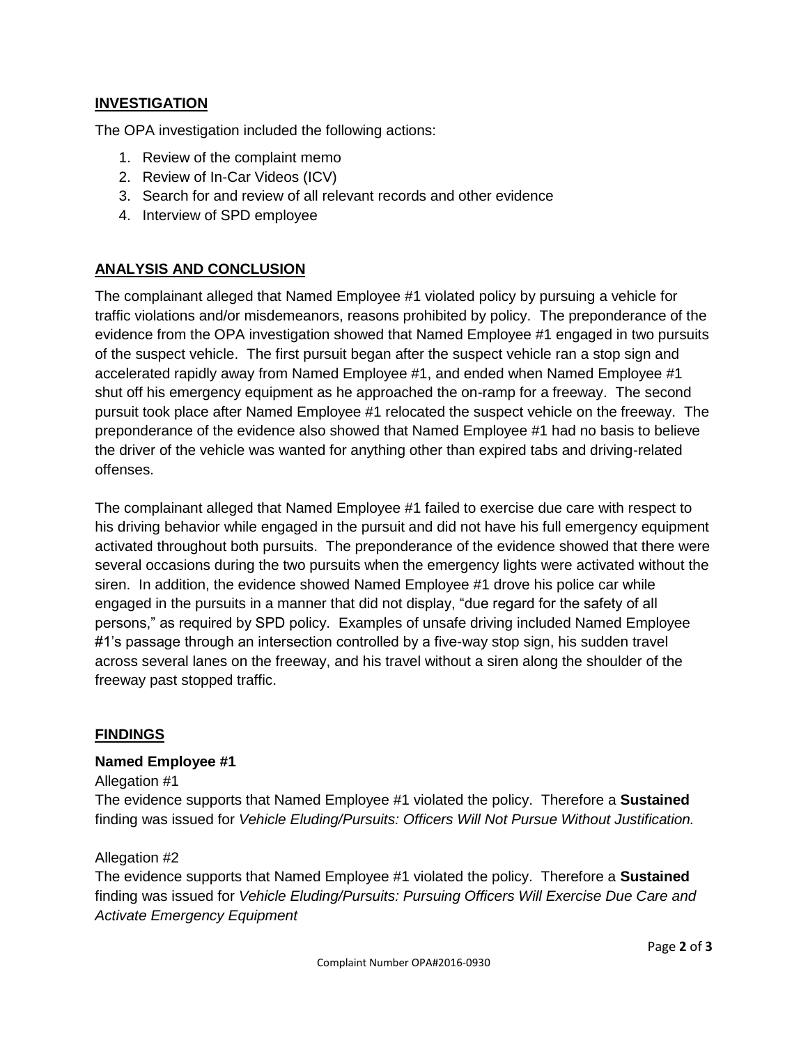## INVESTIGATION

The OPA investigation included the following actions:

1. Review of the complaint memo
2. Review of In-Car Videos (ICV)
3. Search for and review of all relevant records and other evidence
4. Interview of SPD employee

## ANALYSIS AND CONCLUSION

The complainant alleged that Named Employee #1 violated policy by pursuing a vehicle for traffic violations and/or misdemeanors, reasons prohibited by policy. The preponderance of the evidence from the OPA investigation showed that Named Employee #1 engaged in two pursuits of the suspect vehicle. The first pursuit began after the suspect vehicle ran a stop sign and accelerated rapidly away from Named Employee #1, and ended when Named Employee #1 shut off his emergency equipment as he approached the on-ramp for a freeway. The second pursuit took place after Named Employee #1 relocated the suspect vehicle on the freeway. The preponderance of the evidence also showed that Named Employee #1 had no basis to believe the driver of the vehicle was wanted for anything other than expired tabs and driving-related offenses.

The complainant alleged that Named Employee #1 failed to exercise due care with respect to his driving behavior while engaged in the pursuit and did not have his full emergency equipment activated throughout both pursuits. The preponderance of the evidence showed that there were several occasions during the two pursuits when the emergency lights were activated without the siren. In addition, the evidence showed Named Employee #1 drove his police car while engaged in the pursuits in a manner that did not display, "due regard for the safety of all persons," as required by SPD policy. Examples of unsafe driving included Named Employee #1's passage through an intersection controlled by a five-way stop sign, his sudden travel across several lanes on the freeway, and his travel without a siren along the shoulder of the freeway past stopped traffic.

## FINDINGS

### Named Employee #1

Allegation #1

The evidence supports that Named Employee #1 violated the policy. Therefore a **Sustained** finding was issued for *Vehicle Eluding/Pursuits: Officers Will Not Pursue Without Justification.*

Allegation #2

The evidence supports that Named Employee #1 violated the policy. Therefore a **Sustained** finding was issued for *Vehicle Eluding/Pursuits: Pursuing Officers Will Exercise Due Care and Activate Emergency Equipment*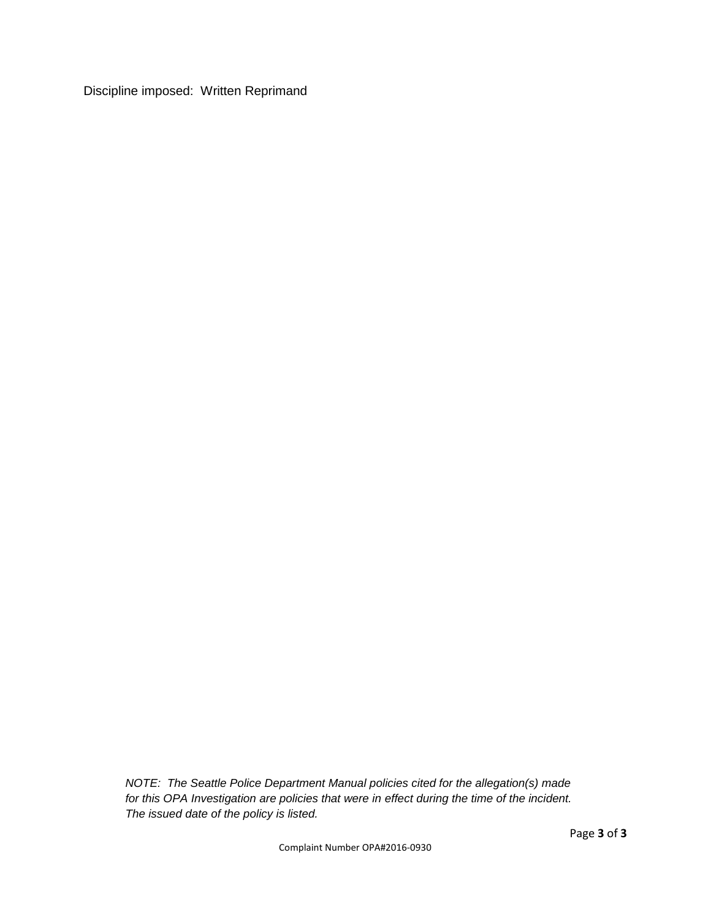Discipline imposed: Written Reprimand

*NOTE: The Seattle Police Department Manual policies cited for the allegation(s) made for this OPA Investigation are policies that were in effect during the time of the incident. The issued date of the policy is listed.*